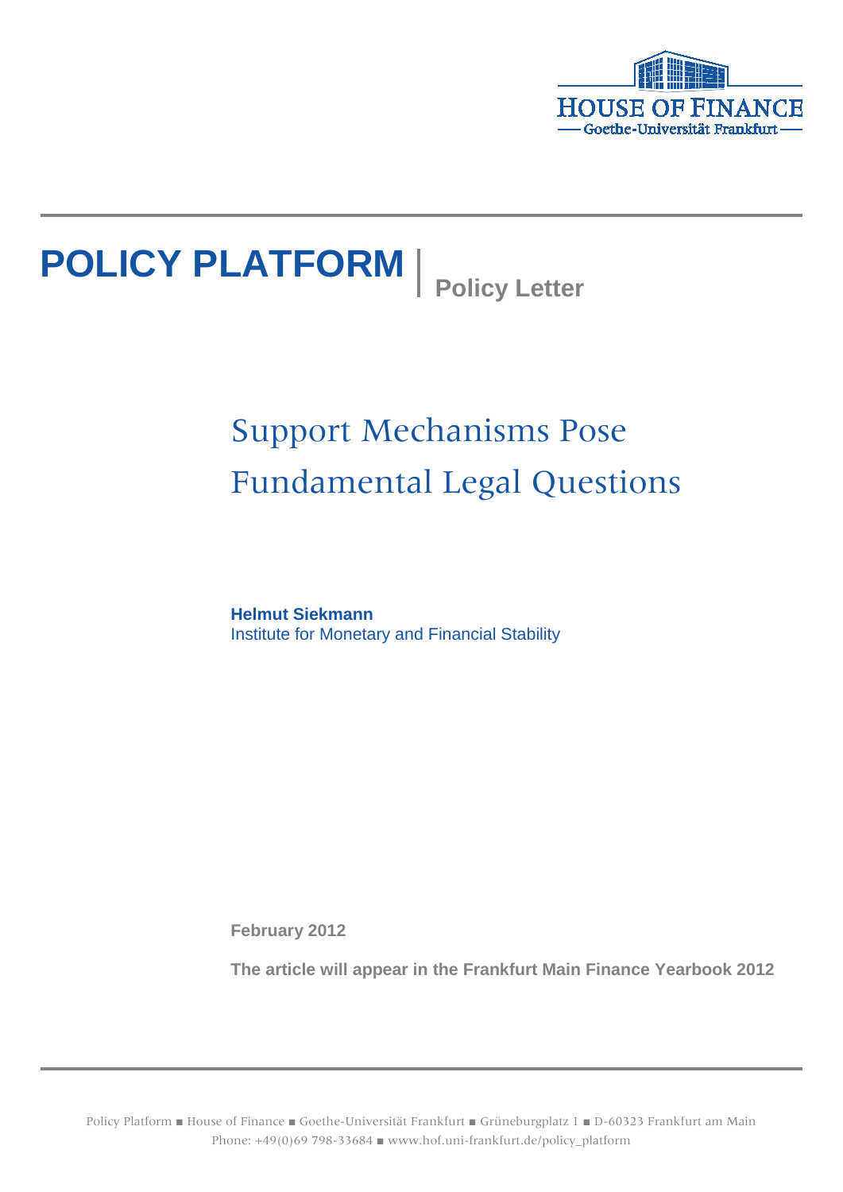HOUSE OF FINANCE
Goethe-Universität Frankfurt

# POLICY PLATFORM | Policy Letter

## Support Mechanisms Pose Fundamental Legal Questions

**Helmut Siekmann**
Institute for Monetary and Financial Stability

**February 2012**

**The article will appear in the Frankfurt Main Finance Yearbook 2012**

Policy Platform ■ House of Finance ■ Goethe-Universität Frankfurt ■ Grüneburgplatz 1 ■ D-60323 Frankfurt am Main
Phone: +49(0)69 798-33684 ■ www.hof.uni-frankfurt.de/policy_platform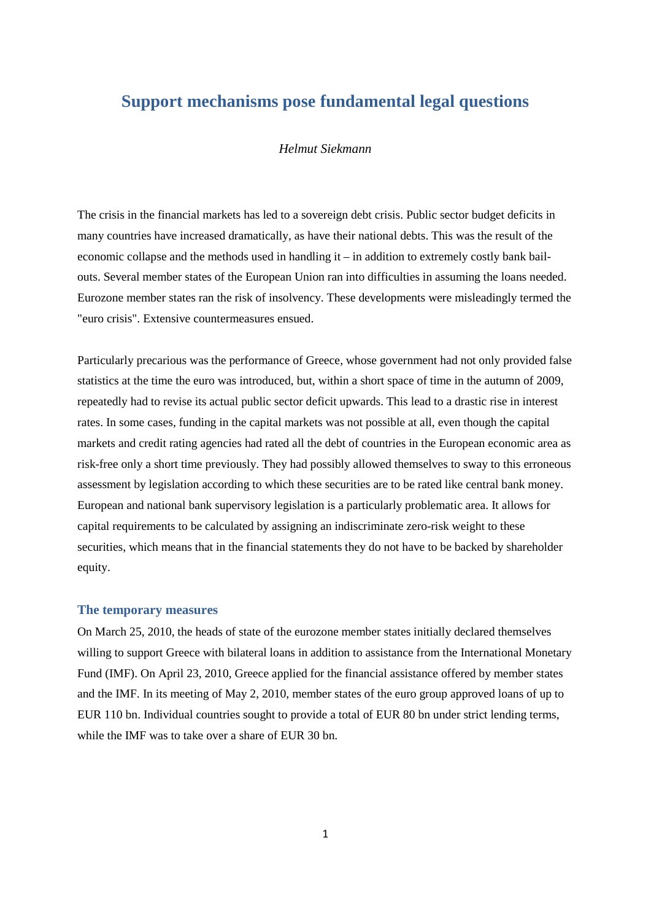# Support mechanisms pose fundamental legal questions

*Helmut Siekmann*

The crisis in the financial markets has led to a sovereign debt crisis. Public sector budget deficits in many countries have increased dramatically, as have their national debts. This was the result of the economic collapse and the methods used in handling it – in addition to extremely costly bank bail-outs. Several member states of the European Union ran into difficulties in assuming the loans needed. Eurozone member states ran the risk of insolvency. These developments were misleadingly termed the "euro crisis". Extensive countermeasures ensued.

Particularly precarious was the performance of Greece, whose government had not only provided false statistics at the time the euro was introduced, but, within a short space of time in the autumn of 2009, repeatedly had to revise its actual public sector deficit upwards. This lead to a drastic rise in interest rates. In some cases, funding in the capital markets was not possible at all, even though the capital markets and credit rating agencies had rated all the debt of countries in the European economic area as risk-free only a short time previously. They had possibly allowed themselves to sway to this erroneous assessment by legislation according to which these securities are to be rated like central bank money. European and national bank supervisory legislation is a particularly problematic area. It allows for capital requirements to be calculated by assigning an indiscriminate zero-risk weight to these securities, which means that in the financial statements they do not have to be backed by shareholder equity.

## The temporary measures

On March 25, 2010, the heads of state of the eurozone member states initially declared themselves willing to support Greece with bilateral loans in addition to assistance from the International Monetary Fund (IMF). On April 23, 2010, Greece applied for the financial assistance offered by member states and the IMF. In its meeting of May 2, 2010, member states of the euro group approved loans of up to EUR 110 bn. Individual countries sought to provide a total of EUR 80 bn under strict lending terms, while the IMF was to take over a share of EUR 30 bn.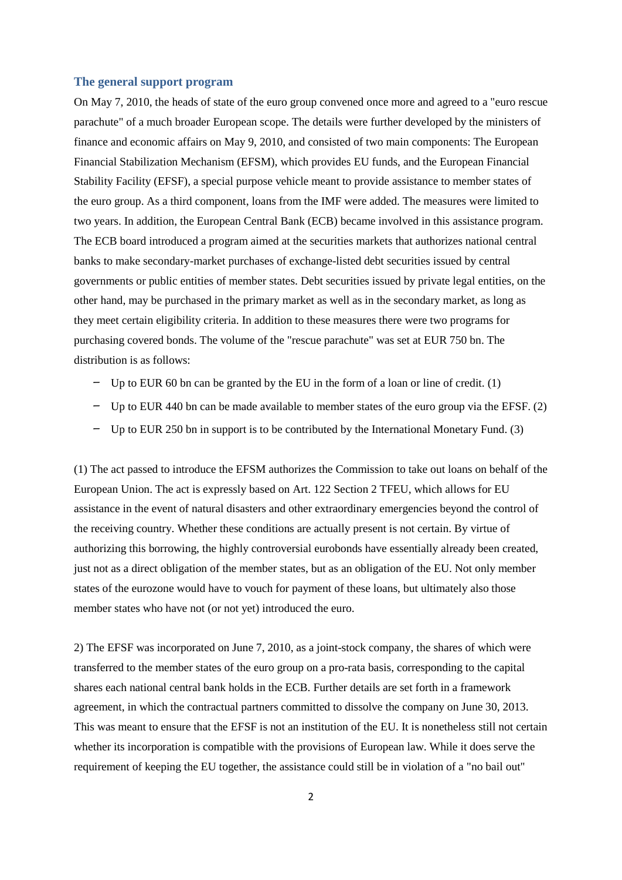## The general support program

On May 7, 2010, the heads of state of the euro group convened once more and agreed to a "euro rescue parachute" of a much broader European scope. The details were further developed by the ministers of finance and economic affairs on May 9, 2010, and consisted of two main components: The European Financial Stabilization Mechanism (EFSM), which provides EU funds, and the European Financial Stability Facility (EFSF), a special purpose vehicle meant to provide assistance to member states of the euro group. As a third component, loans from the IMF were added. The measures were limited to two years. In addition, the European Central Bank (ECB) became involved in this assistance program. The ECB board introduced a program aimed at the securities markets that authorizes national central banks to make secondary-market purchases of exchange-listed debt securities issued by central governments or public entities of member states. Debt securities issued by private legal entities, on the other hand, may be purchased in the primary market as well as in the secondary market, as long as they meet certain eligibility criteria. In addition to these measures there were two programs for purchasing covered bonds. The volume of the "rescue parachute" was set at EUR 750 bn. The distribution is as follows:

- Up to EUR 60 bn can be granted by the EU in the form of a loan or line of credit. (1)
- Up to EUR 440 bn can be made available to member states of the euro group via the EFSF. (2)
- Up to EUR 250 bn in support is to be contributed by the International Monetary Fund. (3)

(1) The act passed to introduce the EFSM authorizes the Commission to take out loans on behalf of the European Union. The act is expressly based on Art. 122 Section 2 TFEU, which allows for EU assistance in the event of natural disasters and other extraordinary emergencies beyond the control of the receiving country. Whether these conditions are actually present is not certain. By virtue of authorizing this borrowing, the highly controversial eurobonds have essentially already been created, just not as a direct obligation of the member states, but as an obligation of the EU. Not only member states of the eurozone would have to vouch for payment of these loans, but ultimately also those member states who have not (or not yet) introduced the euro.

2) The EFSF was incorporated on June 7, 2010, as a joint-stock company, the shares of which were transferred to the member states of the euro group on a pro-rata basis, corresponding to the capital shares each national central bank holds in the ECB. Further details are set forth in a framework agreement, in which the contractual partners committed to dissolve the company on June 30, 2013. This was meant to ensure that the EFSF is not an institution of the EU. It is nonetheless still not certain whether its incorporation is compatible with the provisions of European law. While it does serve the requirement of keeping the EU together, the assistance could still be in violation of a "no bail out"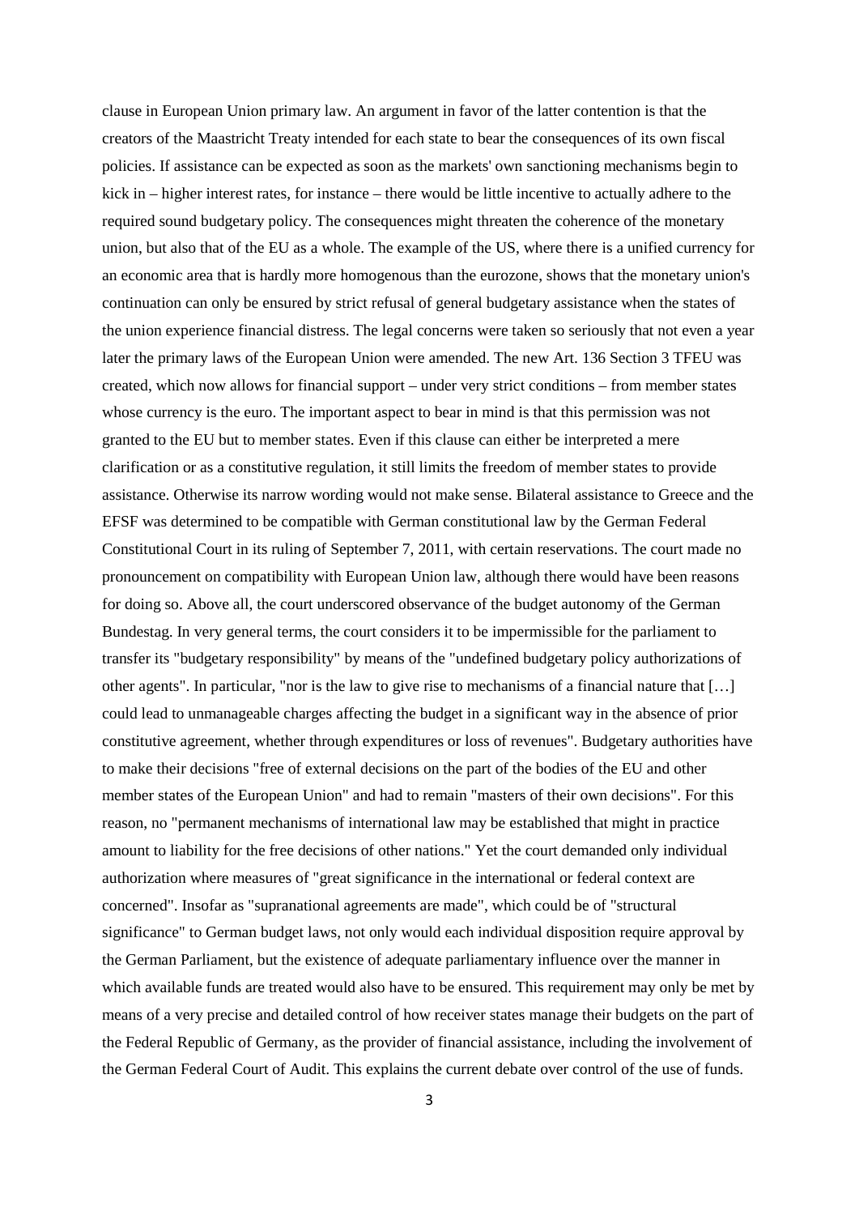clause in European Union primary law. An argument in favor of the latter contention is that the creators of the Maastricht Treaty intended for each state to bear the consequences of its own fiscal policies. If assistance can be expected as soon as the markets' own sanctioning mechanisms begin to kick in – higher interest rates, for instance – there would be little incentive to actually adhere to the required sound budgetary policy. The consequences might threaten the coherence of the monetary union, but also that of the EU as a whole. The example of the US, where there is a unified currency for an economic area that is hardly more homogenous than the eurozone, shows that the monetary union's continuation can only be ensured by strict refusal of general budgetary assistance when the states of the union experience financial distress. The legal concerns were taken so seriously that not even a year later the primary laws of the European Union were amended. The new Art. 136 Section 3 TFEU was created, which now allows for financial support – under very strict conditions – from member states whose currency is the euro. The important aspect to bear in mind is that this permission was not granted to the EU but to member states. Even if this clause can either be interpreted a mere clarification or as a constitutive regulation, it still limits the freedom of member states to provide assistance. Otherwise its narrow wording would not make sense. Bilateral assistance to Greece and the EFSF was determined to be compatible with German constitutional law by the German Federal Constitutional Court in its ruling of September 7, 2011, with certain reservations. The court made no pronouncement on compatibility with European Union law, although there would have been reasons for doing so. Above all, the court underscored observance of the budget autonomy of the German Bundestag. In very general terms, the court considers it to be impermissible for the parliament to transfer its "budgetary responsibility" by means of the "undefined budgetary policy authorizations of other agents". In particular, "nor is the law to give rise to mechanisms of a financial nature that […] could lead to unmanageable charges affecting the budget in a significant way in the absence of prior constitutive agreement, whether through expenditures or loss of revenues". Budgetary authorities have to make their decisions "free of external decisions on the part of the bodies of the EU and other member states of the European Union" and had to remain "masters of their own decisions". For this reason, no "permanent mechanisms of international law may be established that might in practice amount to liability for the free decisions of other nations." Yet the court demanded only individual authorization where measures of "great significance in the international or federal context are concerned". Insofar as "supranational agreements are made", which could be of "structural significance" to German budget laws, not only would each individual disposition require approval by the German Parliament, but the existence of adequate parliamentary influence over the manner in which available funds are treated would also have to be ensured. This requirement may only be met by means of a very precise and detailed control of how receiver states manage their budgets on the part of the Federal Republic of Germany, as the provider of financial assistance, including the involvement of the German Federal Court of Audit. This explains the current debate over control of the use of funds.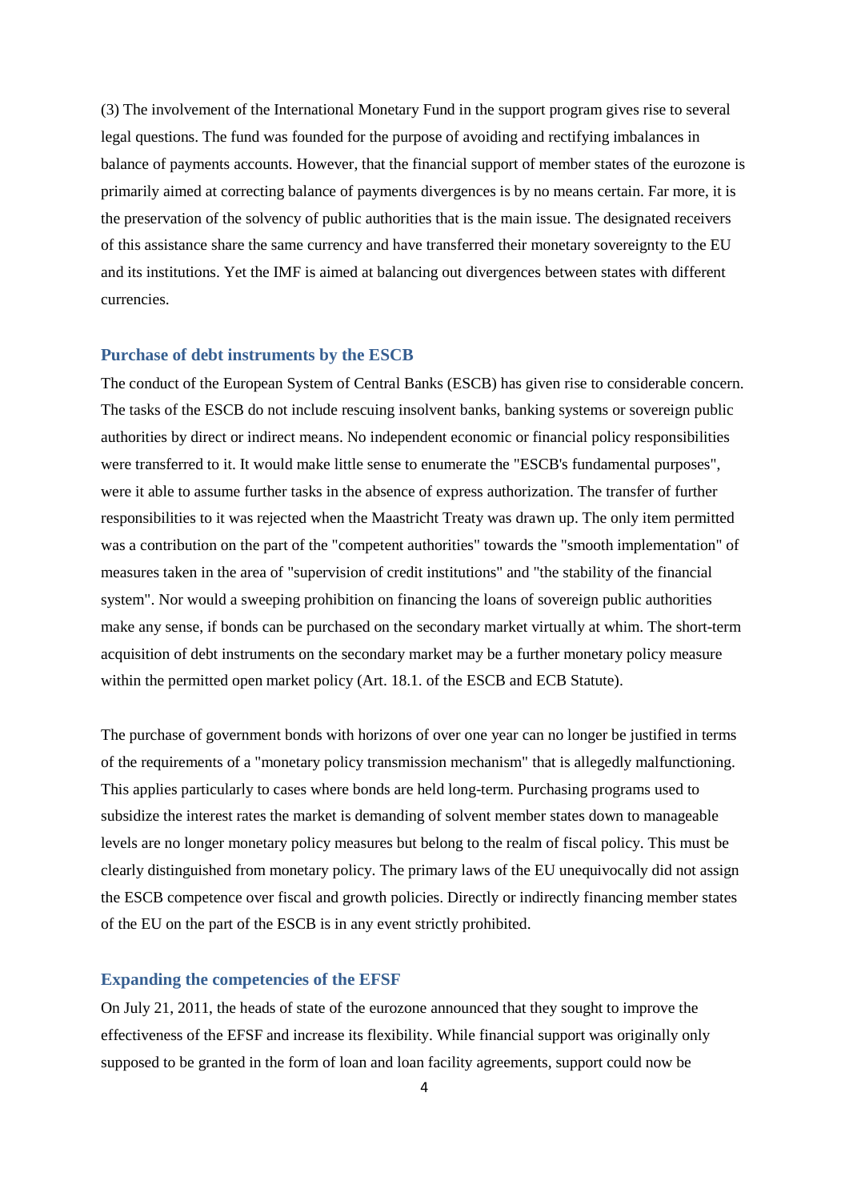(3) The involvement of the International Monetary Fund in the support program gives rise to several legal questions. The fund was founded for the purpose of avoiding and rectifying imbalances in balance of payments accounts. However, that the financial support of member states of the eurozone is primarily aimed at correcting balance of payments divergences is by no means certain. Far more, it is the preservation of the solvency of public authorities that is the main issue. The designated receivers of this assistance share the same currency and have transferred their monetary sovereignty to the EU and its institutions. Yet the IMF is aimed at balancing out divergences between states with different currencies.

## Purchase of debt instruments by the ESCB

The conduct of the European System of Central Banks (ESCB) has given rise to considerable concern. The tasks of the ESCB do not include rescuing insolvent banks, banking systems or sovereign public authorities by direct or indirect means. No independent economic or financial policy responsibilities were transferred to it. It would make little sense to enumerate the "ESCB's fundamental purposes", were it able to assume further tasks in the absence of express authorization. The transfer of further responsibilities to it was rejected when the Maastricht Treaty was drawn up. The only item permitted was a contribution on the part of the "competent authorities" towards the "smooth implementation" of measures taken in the area of "supervision of credit institutions" and "the stability of the financial system". Nor would a sweeping prohibition on financing the loans of sovereign public authorities make any sense, if bonds can be purchased on the secondary market virtually at whim. The short-term acquisition of debt instruments on the secondary market may be a further monetary policy measure within the permitted open market policy (Art. 18.1. of the ESCB and ECB Statute).

The purchase of government bonds with horizons of over one year can no longer be justified in terms of the requirements of a "monetary policy transmission mechanism" that is allegedly malfunctioning. This applies particularly to cases where bonds are held long-term. Purchasing programs used to subsidize the interest rates the market is demanding of solvent member states down to manageable levels are no longer monetary policy measures but belong to the realm of fiscal policy. This must be clearly distinguished from monetary policy. The primary laws of the EU unequivocally did not assign the ESCB competence over fiscal and growth policies. Directly or indirectly financing member states of the EU on the part of the ESCB is in any event strictly prohibited.

## Expanding the competencies of the EFSF

On July 21, 2011, the heads of state of the eurozone announced that they sought to improve the effectiveness of the EFSF and increase its flexibility. While financial support was originally only supposed to be granted in the form of loan and loan facility agreements, support could now be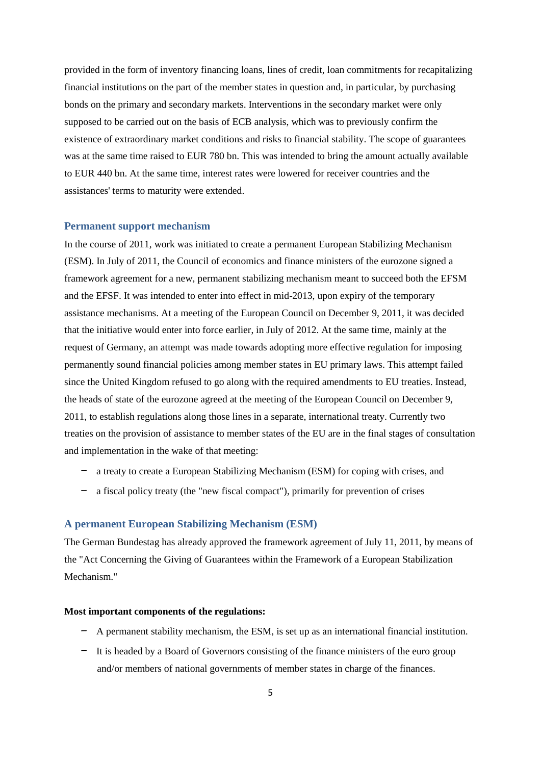provided in the form of inventory financing loans, lines of credit, loan commitments for recapitalizing financial institutions on the part of the member states in question and, in particular, by purchasing bonds on the primary and secondary markets. Interventions in the secondary market were only supposed to be carried out on the basis of ECB analysis, which was to previously confirm the existence of extraordinary market conditions and risks to financial stability. The scope of guarantees was at the same time raised to EUR 780 bn. This was intended to bring the amount actually available to EUR 440 bn. At the same time, interest rates were lowered for receiver countries and the assistances' terms to maturity were extended.

## Permanent support mechanism

In the course of 2011, work was initiated to create a permanent European Stabilizing Mechanism (ESM). In July of 2011, the Council of economics and finance ministers of the eurozone signed a framework agreement for a new, permanent stabilizing mechanism meant to succeed both the EFSM and the EFSF. It was intended to enter into effect in mid-2013, upon expiry of the temporary assistance mechanisms. At a meeting of the European Council on December 9, 2011, it was decided that the initiative would enter into force earlier, in July of 2012. At the same time, mainly at the request of Germany, an attempt was made towards adopting more effective regulation for imposing permanently sound financial policies among member states in EU primary laws. This attempt failed since the United Kingdom refused to go along with the required amendments to EU treaties. Instead, the heads of state of the eurozone agreed at the meeting of the European Council on December 9, 2011, to establish regulations along those lines in a separate, international treaty. Currently two treaties on the provision of assistance to member states of the EU are in the final stages of consultation and implementation in the wake of that meeting:

- a treaty to create a European Stabilizing Mechanism (ESM) for coping with crises, and
- a fiscal policy treaty (the "new fiscal compact"), primarily for prevention of crises

## A permanent European Stabilizing Mechanism (ESM)

The German Bundestag has already approved the framework agreement of July 11, 2011, by means of the "Act Concerning the Giving of Guarantees within the Framework of a European Stabilization Mechanism."

**Most important components of the regulations:**

- A permanent stability mechanism, the ESM, is set up as an international financial institution.
- It is headed by a Board of Governors consisting of the finance ministers of the euro group and/or members of national governments of member states in charge of the finances.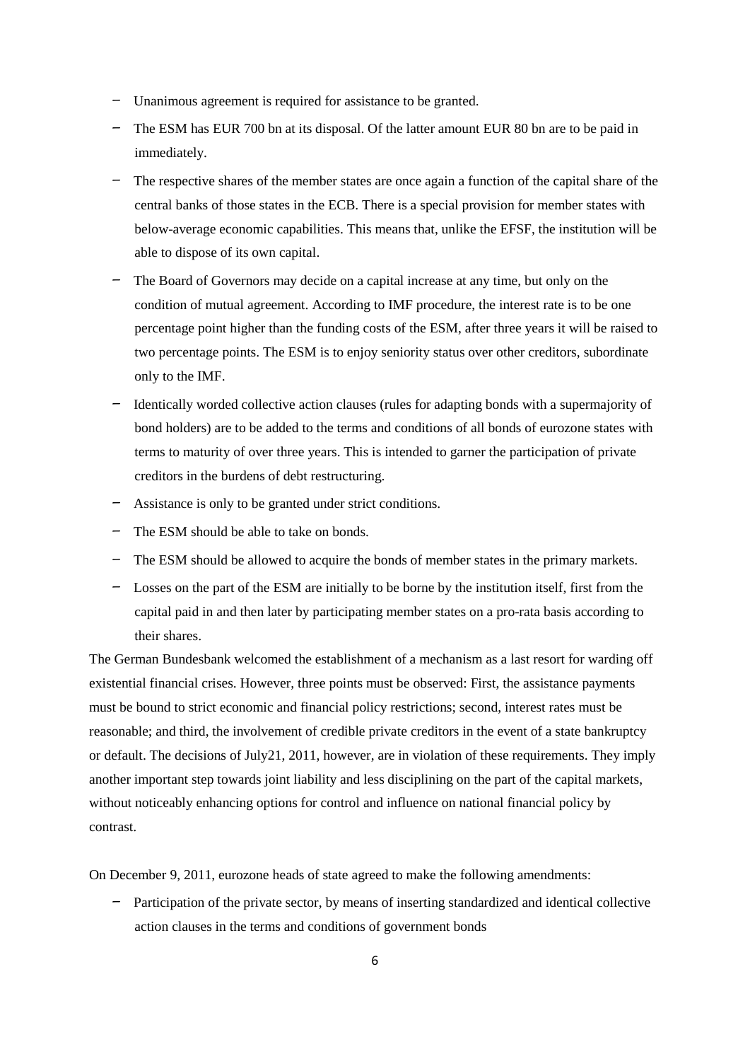- Unanimous agreement is required for assistance to be granted.
- The ESM has EUR 700 bn at its disposal. Of the latter amount EUR 80 bn are to be paid in immediately.
- The respective shares of the member states are once again a function of the capital share of the central banks of those states in the ECB. There is a special provision for member states with below-average economic capabilities. This means that, unlike the EFSF, the institution will be able to dispose of its own capital.
- The Board of Governors may decide on a capital increase at any time, but only on the condition of mutual agreement. According to IMF procedure, the interest rate is to be one percentage point higher than the funding costs of the ESM, after three years it will be raised to two percentage points. The ESM is to enjoy seniority status over other creditors, subordinate only to the IMF.
- Identically worded collective action clauses (rules for adapting bonds with a supermajority of bond holders) are to be added to the terms and conditions of all bonds of eurozone states with terms to maturity of over three years. This is intended to garner the participation of private creditors in the burdens of debt restructuring.
- Assistance is only to be granted under strict conditions.
- The ESM should be able to take on bonds.
- The ESM should be allowed to acquire the bonds of member states in the primary markets.
- Losses on the part of the ESM are initially to be borne by the institution itself, first from the capital paid in and then later by participating member states on a pro-rata basis according to their shares.

The German Bundesbank welcomed the establishment of a mechanism as a last resort for warding off existential financial crises. However, three points must be observed: First, the assistance payments must be bound to strict economic and financial policy restrictions; second, interest rates must be reasonable; and third, the involvement of credible private creditors in the event of a state bankruptcy or default. The decisions of July21, 2011, however, are in violation of these requirements. They imply another important step towards joint liability and less disciplining on the part of the capital markets, without noticeably enhancing options for control and influence on national financial policy by contrast.

On December 9, 2011, eurozone heads of state agreed to make the following amendments:

- Participation of the private sector, by means of inserting standardized and identical collective action clauses in the terms and conditions of government bonds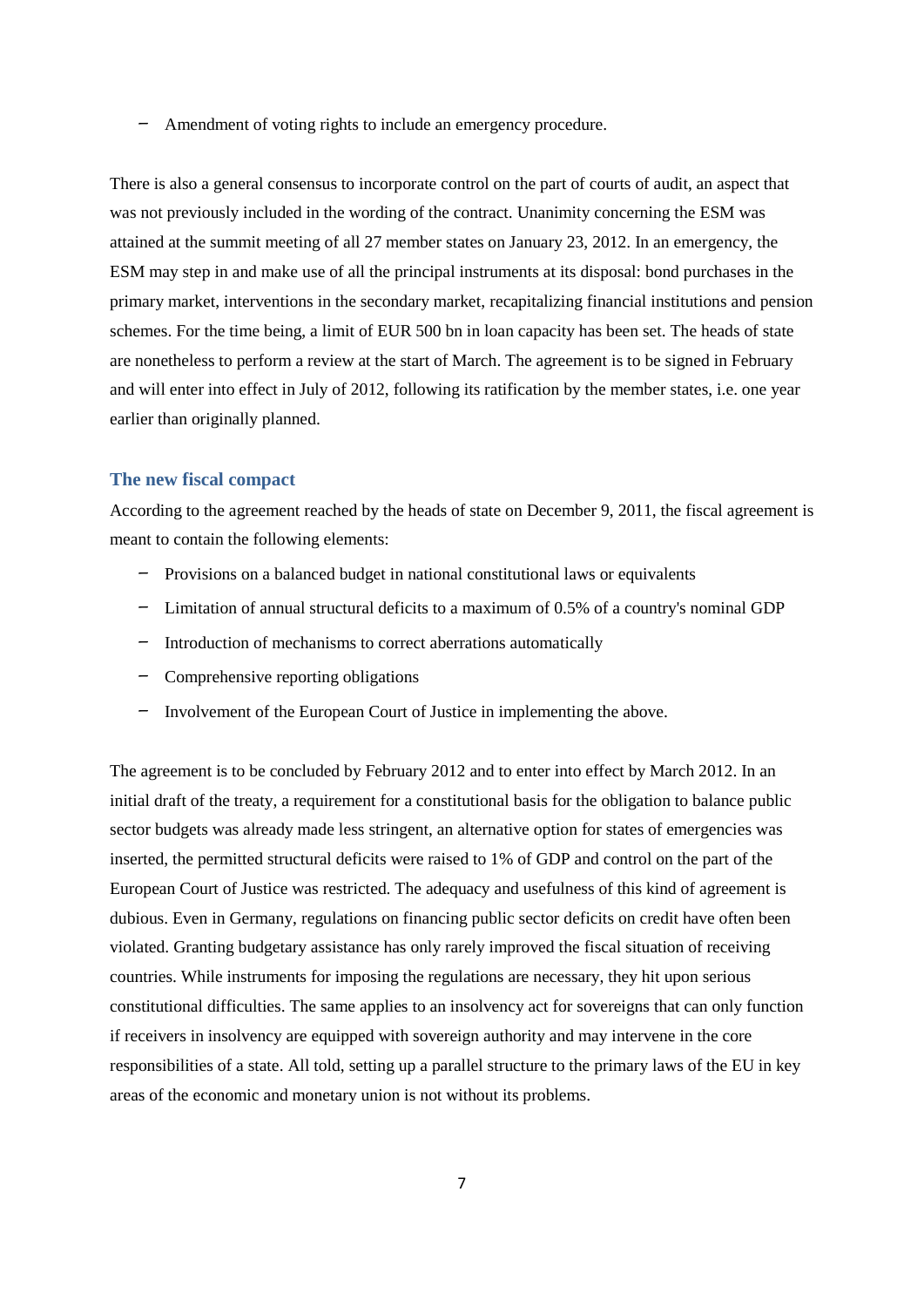- Amendment of voting rights to include an emergency procedure.

There is also a general consensus to incorporate control on the part of courts of audit, an aspect that was not previously included in the wording of the contract. Unanimity concerning the ESM was attained at the summit meeting of all 27 member states on January 23, 2012. In an emergency, the ESM may step in and make use of all the principal instruments at its disposal: bond purchases in the primary market, interventions in the secondary market, recapitalizing financial institutions and pension schemes. For the time being, a limit of EUR 500 bn in loan capacity has been set. The heads of state are nonetheless to perform a review at the start of March. The agreement is to be signed in February and will enter into effect in July of 2012, following its ratification by the member states, i.e. one year earlier than originally planned.

### The new fiscal compact

According to the agreement reached by the heads of state on December 9, 2011, the fiscal agreement is meant to contain the following elements:

- Provisions on a balanced budget in national constitutional laws or equivalents
- Limitation of annual structural deficits to a maximum of 0.5% of a country's nominal GDP
- Introduction of mechanisms to correct aberrations automatically
- Comprehensive reporting obligations
- Involvement of the European Court of Justice in implementing the above.

The agreement is to be concluded by February 2012 and to enter into effect by March 2012. In an initial draft of the treaty, a requirement for a constitutional basis for the obligation to balance public sector budgets was already made less stringent, an alternative option for states of emergencies was inserted, the permitted structural deficits were raised to 1% of GDP and control on the part of the European Court of Justice was restricted. The adequacy and usefulness of this kind of agreement is dubious. Even in Germany, regulations on financing public sector deficits on credit have often been violated. Granting budgetary assistance has only rarely improved the fiscal situation of receiving countries. While instruments for imposing the regulations are necessary, they hit upon serious constitutional difficulties. The same applies to an insolvency act for sovereigns that can only function if receivers in insolvency are equipped with sovereign authority and may intervene in the core responsibilities of a state. All told, setting up a parallel structure to the primary laws of the EU in key areas of the economic and monetary union is not without its problems.